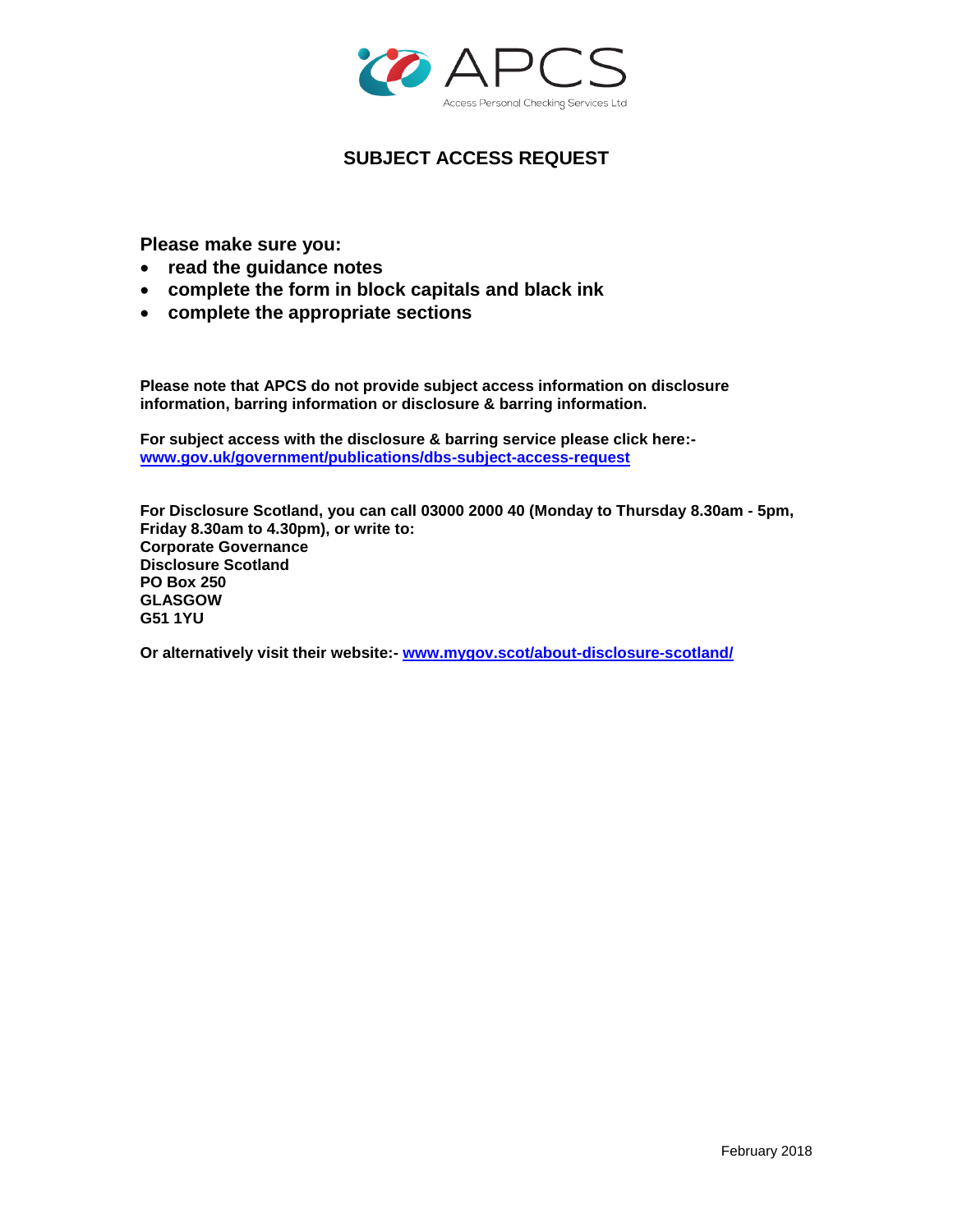APCS

Access Personal Checking Services Ltd

# SUBJECT ACCESS REQUEST

**Please make sure you:**

- **read the guidance notes**
- **complete the form in block capitals and black ink**
- **complete the appropriate sections**

**Please note that APCS do not provide subject access information on disclosure information, barring information or disclosure & barring information.**

**For subject access with the disclosure & barring service please click here:-**
**[www.gov.uk/government/publications/dbs-subject-access-request](http://www.gov.uk/government/publications/dbs-subject-access-request)**

**For Disclosure Scotland, you can call 03000 2000 40 (Monday to Thursday 8.30am - 5pm, Friday 8.30am to 4.30pm), or write to:**
**Corporate Governance**
**Disclosure Scotland**
**PO Box 250**
**GLASGOW**
**G51 1YU**

**Or alternatively visit their website:- [www.mygov.scot/about-disclosure-scotland/](http://www.mygov.scot/about-disclosure-scotland/)**

February 2018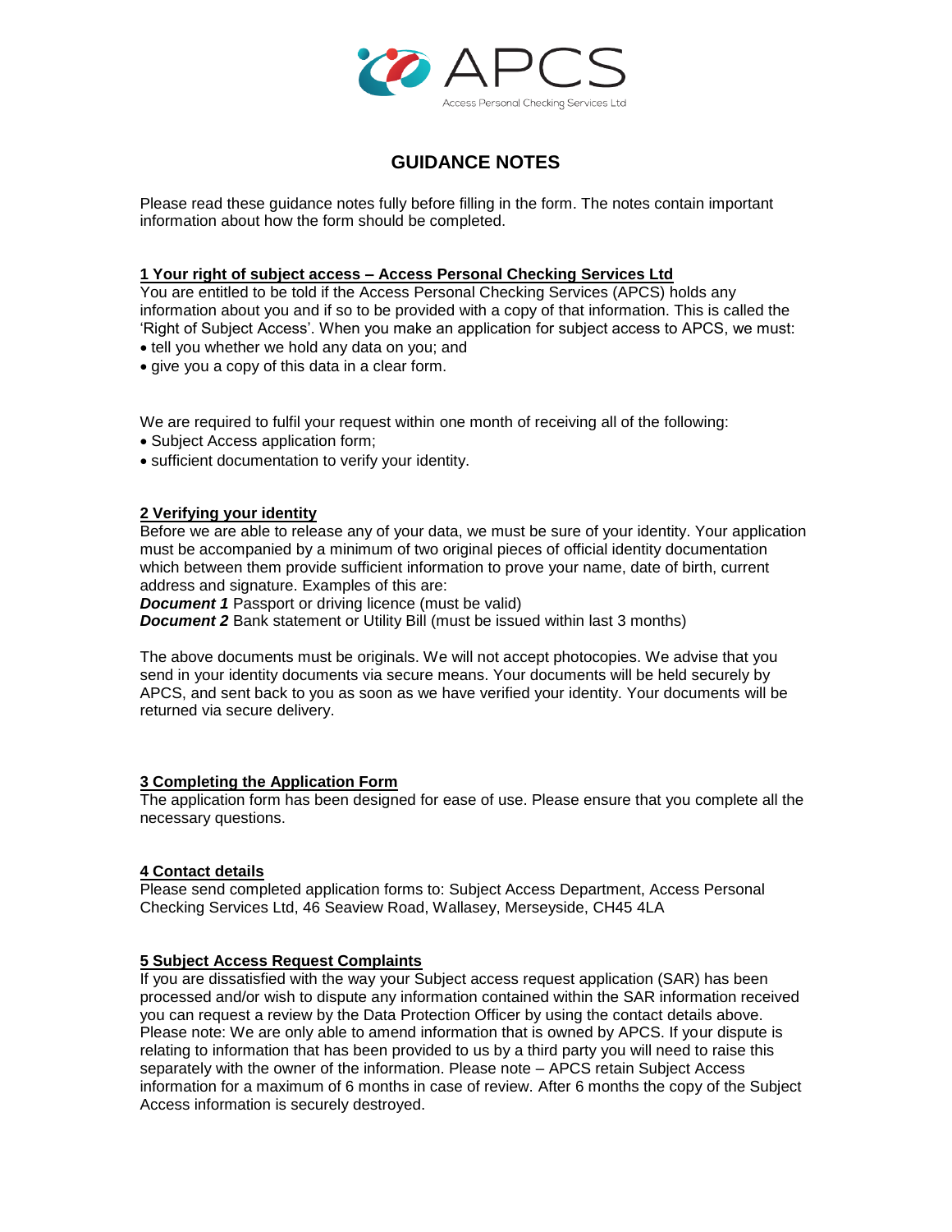# GUIDANCE NOTES

Please read these guidance notes fully before filling in the form. The notes contain important information about how the form should be completed.

## 1 Your right of subject access – Access Personal Checking Services Ltd

You are entitled to be told if the Access Personal Checking Services (APCS) holds any information about you and if so to be provided with a copy of that information. This is called the 'Right of Subject Access'. When you make an application for subject access to APCS, we must:

- tell you whether we hold any data on you; and
- give you a copy of this data in a clear form.

We are required to fulfil your request within one month of receiving all of the following:

- Subject Access application form;
- sufficient documentation to verify your identity.

## 2 Verifying your identity

Before we are able to release any of your data, we must be sure of your identity. Your application must be accompanied by a minimum of two original pieces of official identity documentation which between them provide sufficient information to prove your name, date of birth, current address and signature. Examples of this are:

***Document 1*** Passport or driving licence (must be valid)
***Document 2*** Bank statement or Utility Bill (must be issued within last 3 months)

The above documents must be originals. We will not accept photocopies. We advise that you send in your identity documents via secure means. Your documents will be held securely by APCS, and sent back to you as soon as we have verified your identity. Your documents will be returned via secure delivery.

## 3 Completing the Application Form

The application form has been designed for ease of use. Please ensure that you complete all the necessary questions.

## 4 Contact details

Please send completed application forms to: Subject Access Department, Access Personal Checking Services Ltd, 46 Seaview Road, Wallasey, Merseyside, CH45 4LA

## 5 Subject Access Request Complaints

If you are dissatisfied with the way your Subject access request application (SAR) has been processed and/or wish to dispute any information contained within the SAR information received you can request a review by the Data Protection Officer by using the contact details above. Please note: We are only able to amend information that is owned by APCS. If your dispute is relating to information that has been provided to us by a third party you will need to raise this separately with the owner of the information. Please note – APCS retain Subject Access information for a maximum of 6 months in case of review. After 6 months the copy of the Subject Access information is securely destroyed.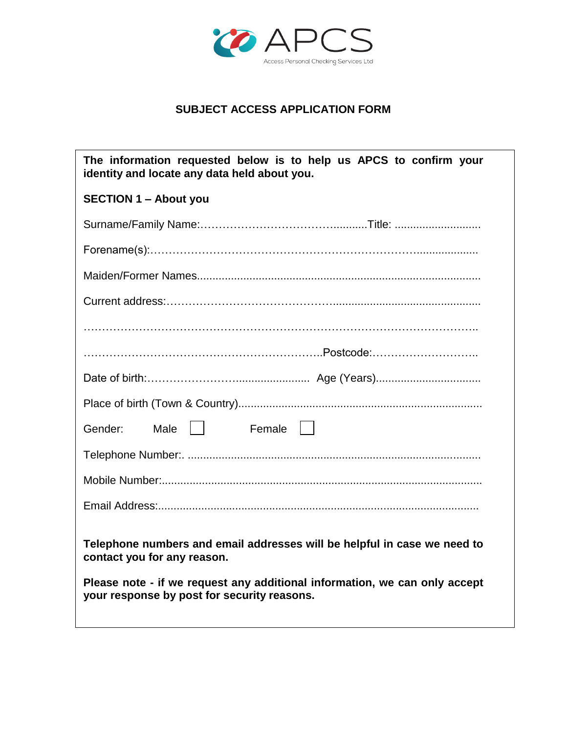APCS

Access Personal Checking Services Ltd

# SUBJECT ACCESS APPLICATION FORM

**The information requested below is to help us APCS to confirm your identity and locate any data held about you.**

## SECTION 1 – About you

Surname/Family Name:…………………………………...........Title: ............................

Forename(s):……………………………………………………………………....................

Maiden/Former Names...........................................................................................

Current address:……………………………………..............................................

………………………………………………………………………………………………..

………………………………………………………..Postcode:………………………..

Date of birth:………………….…........................ Age (Years).................................

Place of birth (Town & Country)..............................................................................

Gender: Male ☐ Female ☐

Telephone Number:. .............................................................................................

Mobile Number:.....................................................................................................

Email Address:......................................................................................................

**Telephone numbers and email addresses will be helpful in case we need to contact you for any reason.**

**Please note - if we request any additional information, we can only accept your response by post for security reasons.**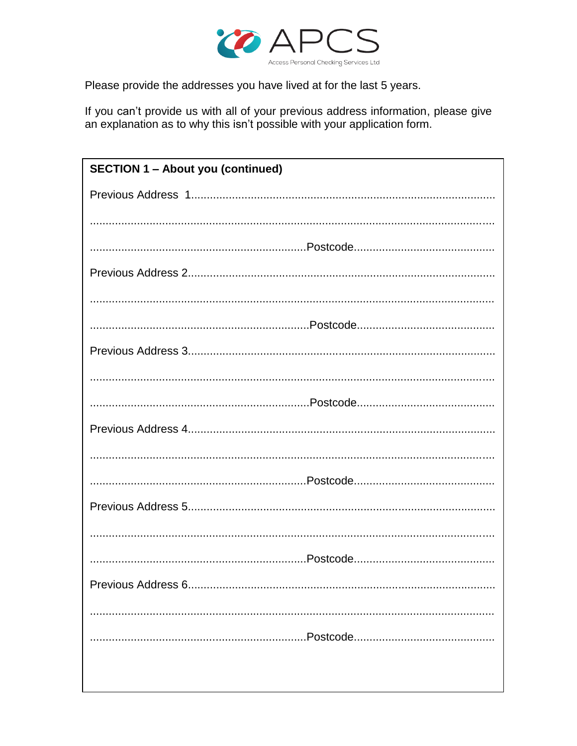Access Personal Checking Services Ltd

Please provide the addresses you have lived at for the last 5 years.

If you can't provide us with all of your previous address information, please give an explanation as to why this isn't possible with your application form.

**SECTION 1 – About you (continued)**

Previous Address 1..........................................................................................

..........................................................................................................................

...........................................................................Postcode...............................................

Previous Address 2..........................................................................................

..........................................................................................................................

...........................................................................Postcode...............................................

Previous Address 3..........................................................................................

..........................................................................................................................

...........................................................................Postcode...............................................

Previous Address 4..........................................................................................

..........................................................................................................................

...........................................................................Postcode...............................................

Previous Address 5..........................................................................................

..........................................................................................................................

...........................................................................Postcode...............................................

Previous Address 6..........................................................................................

..........................................................................................................................

...........................................................................Postcode...............................................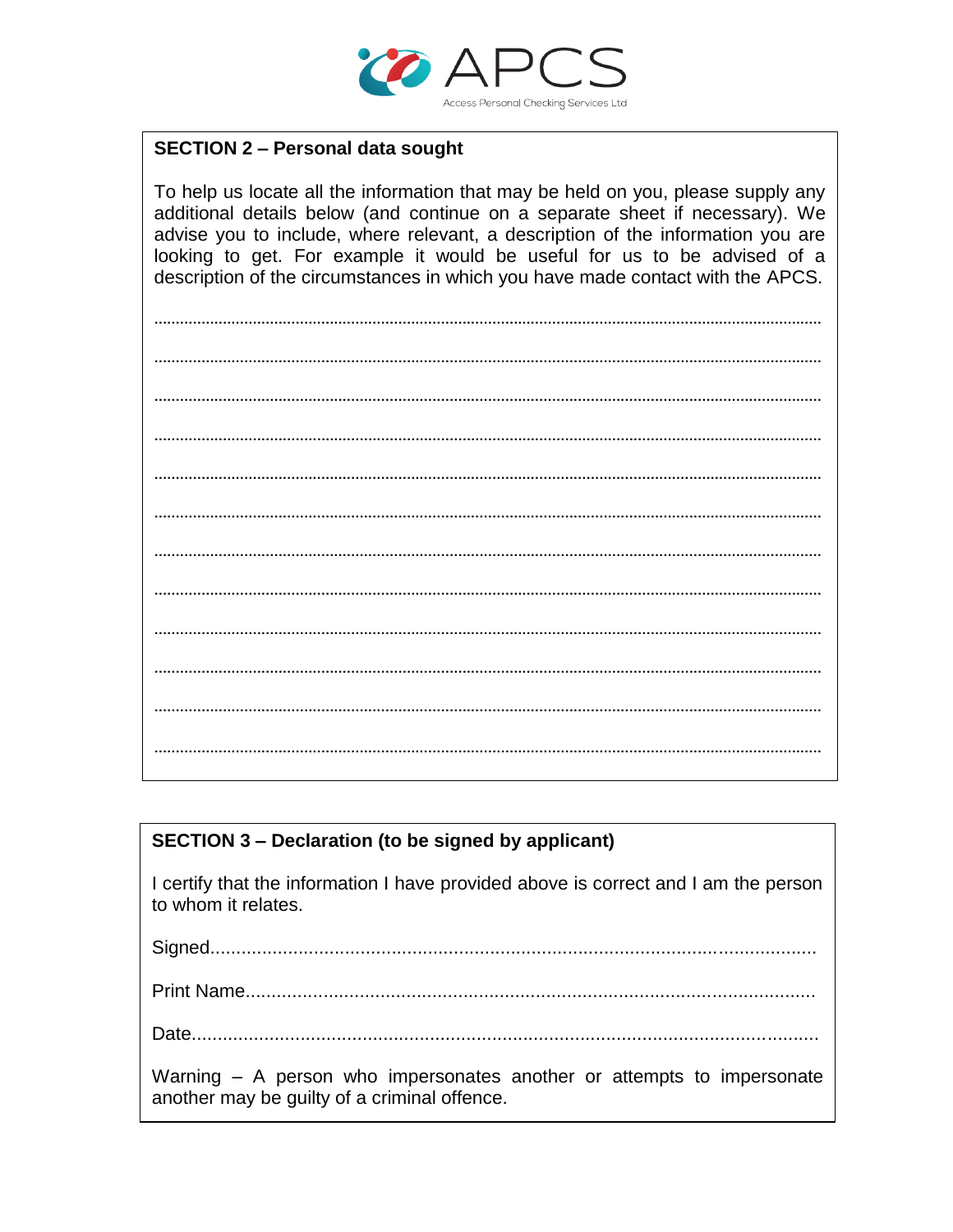## SECTION 2 – Personal data sought

To help us locate all the information that may be held on you, please supply any additional details below (and continue on a separate sheet if necessary). We advise you to include, where relevant, a description of the information you are looking to get. For example it would be useful for us to be advised of a description of the circumstances in which you have made contact with the APCS.

.............................................................................................................................................

.............................................................................................................................................

.............................................................................................................................................

.............................................................................................................................................

.............................................................................................................................................

.............................................................................................................................................

.............................................................................................................................................

.............................................................................................................................................

.............................................................................................................................................

.............................................................................................................................................

.............................................................................................................................................

.............................................................................................................................................

## SECTION 3 – Declaration (to be signed by applicant)

I certify that the information I have provided above is correct and I am the person to whom it relates.

Signed.......................................................................................................................

Print Name.................................................................................................................

Date...........................................................................................................................

Warning – A person who impersonates another or attempts to impersonate another may be guilty of a criminal offence.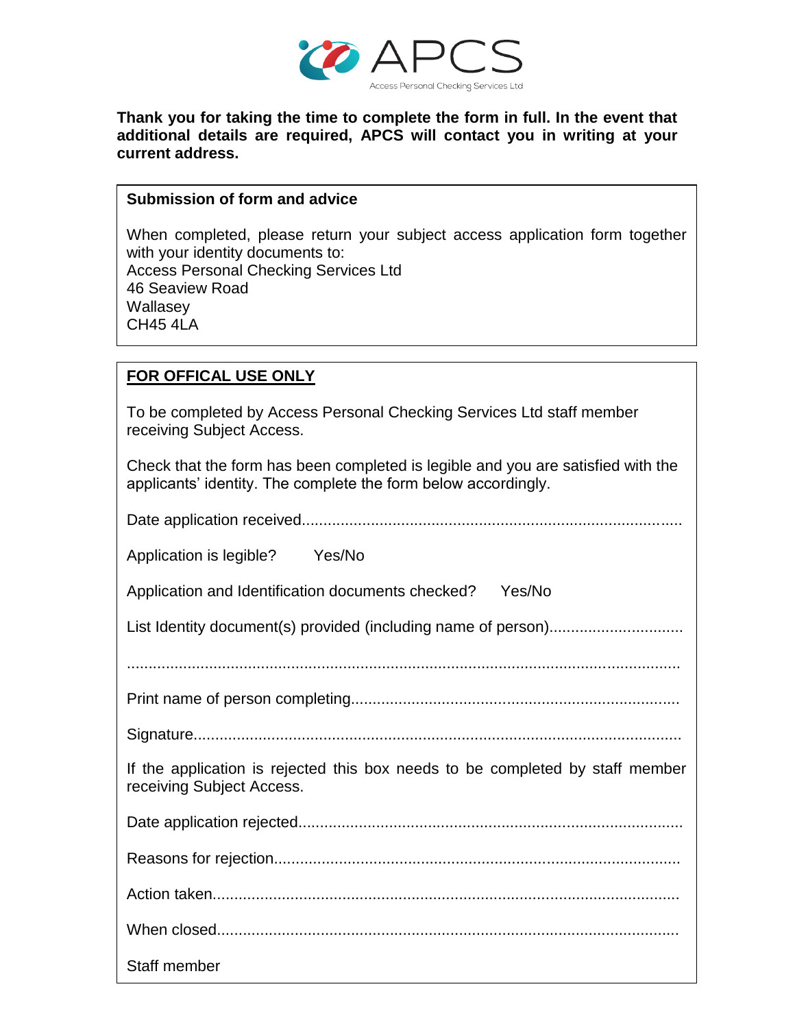APCS

Access Personal Checking Services Ltd

**Thank you for taking the time to complete the form in full. In the event that additional details are required, APCS will contact you in writing at your current address.**

**Submission of form and advice**

When completed, please return your subject access application form together with your identity documents to:
Access Personal Checking Services Ltd
46 Seaview Road
Wallasey
CH45 4LA

**FOR OFFICAL USE ONLY**

To be completed by Access Personal Checking Services Ltd staff member receiving Subject Access.

Check that the form has been completed is legible and you are satisfied with the applicants' identity. The complete the form below accordingly.

Date application received.......................................................................................

Application is legible? Yes/No

Application and Identification documents checked? Yes/No

List Identity document(s) provided (including name of person)..............................

..............................................................................................................................

Print name of person completing...........................................................................

Signature................................................................................................................

If the application is rejected this box needs to be completed by staff member receiving Subject Access.

Date application rejected........................................................................................

Reasons for rejection.............................................................................................

Action taken..........................................................................................................

When closed..........................................................................................................

Staff member